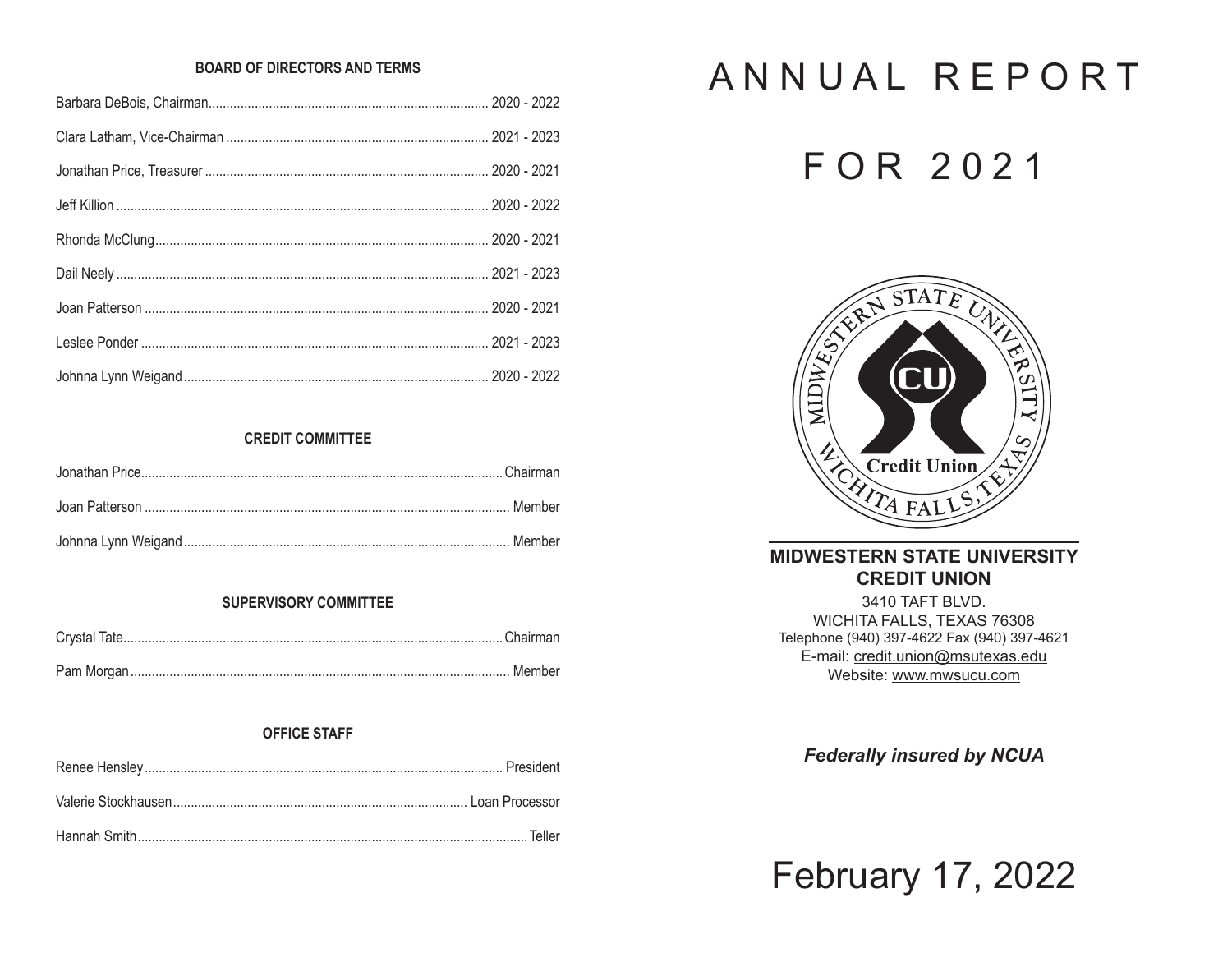### BOARD OF DIRECTORS AND TERMS

| | |
|---|---|
| Barbara DeBois, Chairman | 2020 - 2022 |
| Clara Latham, Vice-Chairman | 2021 - 2023 |
| Jonathan Price, Treasurer | 2020 - 2021 |
| Jeff Killion | 2020 - 2022 |
| Rhonda McClung | 2020 - 2021 |
| Dail Neely | 2021 - 2023 |
| Joan Patterson | 2020 - 2021 |
| Leslee Ponder | 2021 - 2023 |
| Johnna Lynn Weigand | 2020 - 2022 |

### CREDIT COMMITTEE

| | |
|---|---|
| Jonathan Price | Chairman |
| Joan Patterson | Member |
| Johnna Lynn Weigand | Member |

### SUPERVISORY COMMITTEE

| | |
|---|---|
| Crystal Tate | Chairman |
| Pam Morgan | Member |

### OFFICE STAFF

| | |
|---|---|
| Renee Hensley | President |
| Valerie Stockhausen | Loan Processor |
| Hannah Smith | Teller |

# ANNUAL REPORT

# FOR 2021

MIDWESTERN STATE UNIVERSITY
CU
Credit Union
WICHITA FALLS, TEXAS

**MIDWESTERN STATE UNIVERSITY CREDIT UNION**

3410 TAFT BLVD.
WICHITA FALLS, TEXAS 76308
Telephone (940) 397-4622 Fax (940) 397-4621
E-mail: credit.union@msutexas.edu
Website: www.mwsucu.com

***Federally insured by NCUA***

# February 17, 2022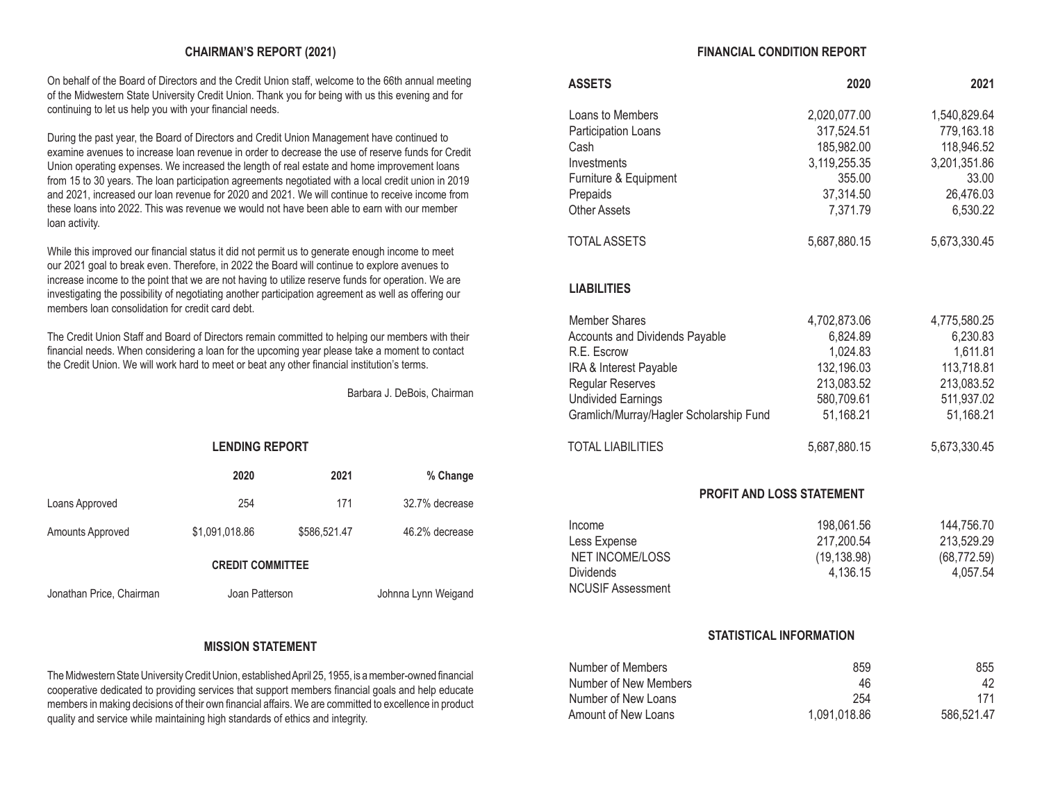## CHAIRMAN'S REPORT (2021)

On behalf of the Board of Directors and the Credit Union staff, welcome to the 66th annual meeting of the Midwestern State University Credit Union. Thank you for being with us this evening and for continuing to let us help you with your financial needs.

During the past year, the Board of Directors and Credit Union Management have continued to examine avenues to increase loan revenue in order to decrease the use of reserve funds for Credit Union operating expenses. We increased the length of real estate and home improvement loans from 15 to 30 years. The loan participation agreements negotiated with a local credit union in 2019 and 2021, increased our loan revenue for 2020 and 2021. We will continue to receive income from these loans into 2022. This was revenue we would not have been able to earn with our member loan activity.

While this improved our financial status it did not permit us to generate enough income to meet our 2021 goal to break even. Therefore, in 2022 the Board will continue to explore avenues to increase income to the point that we are not having to utilize reserve funds for operation. We are investigating the possibility of negotiating another participation agreement as well as offering our members loan consolidation for credit card debt.

The Credit Union Staff and Board of Directors remain committed to helping our members with their financial needs. When considering a loan for the upcoming year please take a moment to contact the Credit Union. We will work hard to meet or beat any other financial institution's terms.

Barbara J. DeBois, Chairman

## LENDING REPORT

| | 2020 | 2021 | % Change |
|---|---|---|---|
| Loans Approved | 254 | 171 | 32.7% decrease |
| Amounts Approved | $1,091,018.86 | $586,521.47 | 46.2% decrease |

### CREDIT COMMITTEE

Jonathan Price, Chairman — Joan Patterson — Johnna Lynn Weigand

## MISSION STATEMENT

The Midwestern State University Credit Union, established April 25, 1955, is a member-owned financial cooperative dedicated to providing services that support members financial goals and help educate members in making decisions of their own financial affairs. We are committed to excellence in product quality and service while maintaining high standards of ethics and integrity.

## FINANCIAL CONDITION REPORT

| ASSETS | 2020 | 2021 |
|---|---|---|
| Loans to Members | 2,020,077.00 | 1,540,829.64 |
| Participation Loans | 317,524.51 | 779,163.18 |
| Cash | 185,982.00 | 118,946.52 |
| Investments | 3,119,255.35 | 3,201,351.86 |
| Furniture & Equipment | 355.00 | 33.00 |
| Prepaids | 37,314.50 | 26,476.03 |
| Other Assets | 7,371.79 | 6,530.22 |
| TOTAL ASSETS | 5,687,880.15 | 5,673,330.45 |

| LIABILITIES | 2020 | 2021 |
|---|---|---|
| Member Shares | 4,702,873.06 | 4,775,580.25 |
| Accounts and Dividends Payable | 6,824.89 | 6,230.83 |
| R.E. Escrow | 1,024.83 | 1,611.81 |
| IRA & Interest Payable | 132,196.03 | 113,718.81 |
| Regular Reserves | 213,083.52 | 213,083.52 |
| Undivided Earnings | 580,709.61 | 511,937.02 |
| Gramlich/Murray/Hagler Scholarship Fund | 51,168.21 | 51,168.21 |
| TOTAL LIABILITIES | 5,687,880.15 | 5,673,330.45 |

## PROFIT AND LOSS STATEMENT

| | 2020 | 2021 |
|---|---|---|
| Income | 198,061.56 | 144,756.70 |
| Less Expense | 217,200.54 | 213,529.29 |
| NET INCOME/LOSS | (19,138.98) | (68,772.59) |
| Dividends | 4,136.15 | 4,057.54 |
| NCUSIF Assessment | | |

## STATISTICAL INFORMATION

| | 2020 | 2021 |
|---|---|---|
| Number of Members | 859 | 855 |
| Number of New Members | 46 | 42 |
| Number of New Loans | 254 | 171 |
| Amount of New Loans | 1,091,018.86 | 586,521.47 |